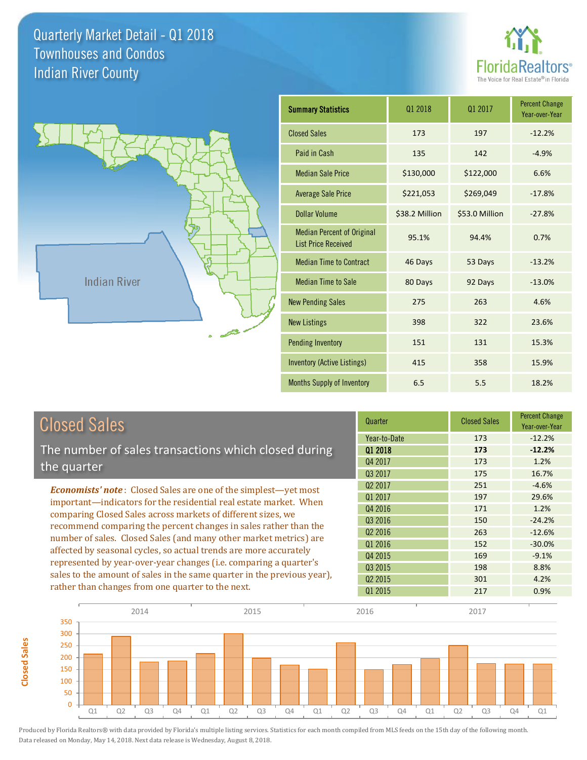# Quarterly Market Detail - Q1 2018
## Townhouses and Condos
## Indian River County

FloridaRealtors® The Voice for Real Estate® in Florida

Indian River

| Summary Statistics | Q1 2018 | Q1 2017 | Percent Change Year-over-Year |
|---|---|---|---|
| Closed Sales | 173 | 197 | -12.2% |
| Paid in Cash | 135 | 142 | -4.9% |
| Median Sale Price | $130,000 | $122,000 | 6.6% |
| Average Sale Price | $221,053 | $269,049 | -17.8% |
| Dollar Volume | $38.2 Million | $53.0 Million | -27.8% |
| Median Percent of Original List Price Received | 95.1% | 94.4% | 0.7% |
| Median Time to Contract | 46 Days | 53 Days | -13.2% |
| Median Time to Sale | 80 Days | 92 Days | -13.0% |
| New Pending Sales | 275 | 263 | 4.6% |
| New Listings | 398 | 322 | 23.6% |
| Pending Inventory | 151 | 131 | 15.3% |
| Inventory (Active Listings) | 415 | 358 | 15.9% |
| Months Supply of Inventory | 6.5 | 5.5 | 18.2% |

## Closed Sales

The number of sales transactions which closed during the quarter

***Economists' note***: Closed Sales are one of the simplest—yet most important—indicators for the residential real estate market. When comparing Closed Sales across markets of different sizes, we recommend comparing the percent changes in sales rather than the number of sales. Closed Sales (and many other market metrics) are affected by seasonal cycles, so actual trends are more accurately represented by year-over-year changes (i.e. comparing a quarter's sales to the amount of sales in the same quarter in the previous year), rather than changes from one quarter to the next.

| Quarter | Closed Sales | Percent Change Year-over-Year |
|---|---|---|
| Year-to-Date | 173 | -12.2% |
| **Q1 2018** | **173** | **-12.2%** |
| Q4 2017 | 173 | 1.2% |
| Q3 2017 | 175 | 16.7% |
| Q2 2017 | 251 | -4.6% |
| Q1 2017 | 197 | 29.6% |
| Q4 2016 | 171 | 1.2% |
| Q3 2016 | 150 | -24.2% |
| Q2 2016 | 263 | -12.6% |
| Q1 2016 | 152 | -30.0% |
| Q4 2015 | 169 | -9.1% |
| Q3 2015 | 198 | 8.8% |
| Q2 2015 | 301 | 4.2% |
| Q1 2015 | 217 | 0.9% |

Produced by Florida Realtors® with data provided by Florida's multiple listing services. Statistics for each month compiled from MLS feeds on the 15th day of the following month. Data released on Monday, May 14, 2018. Next data release is Wednesday, August 8, 2018.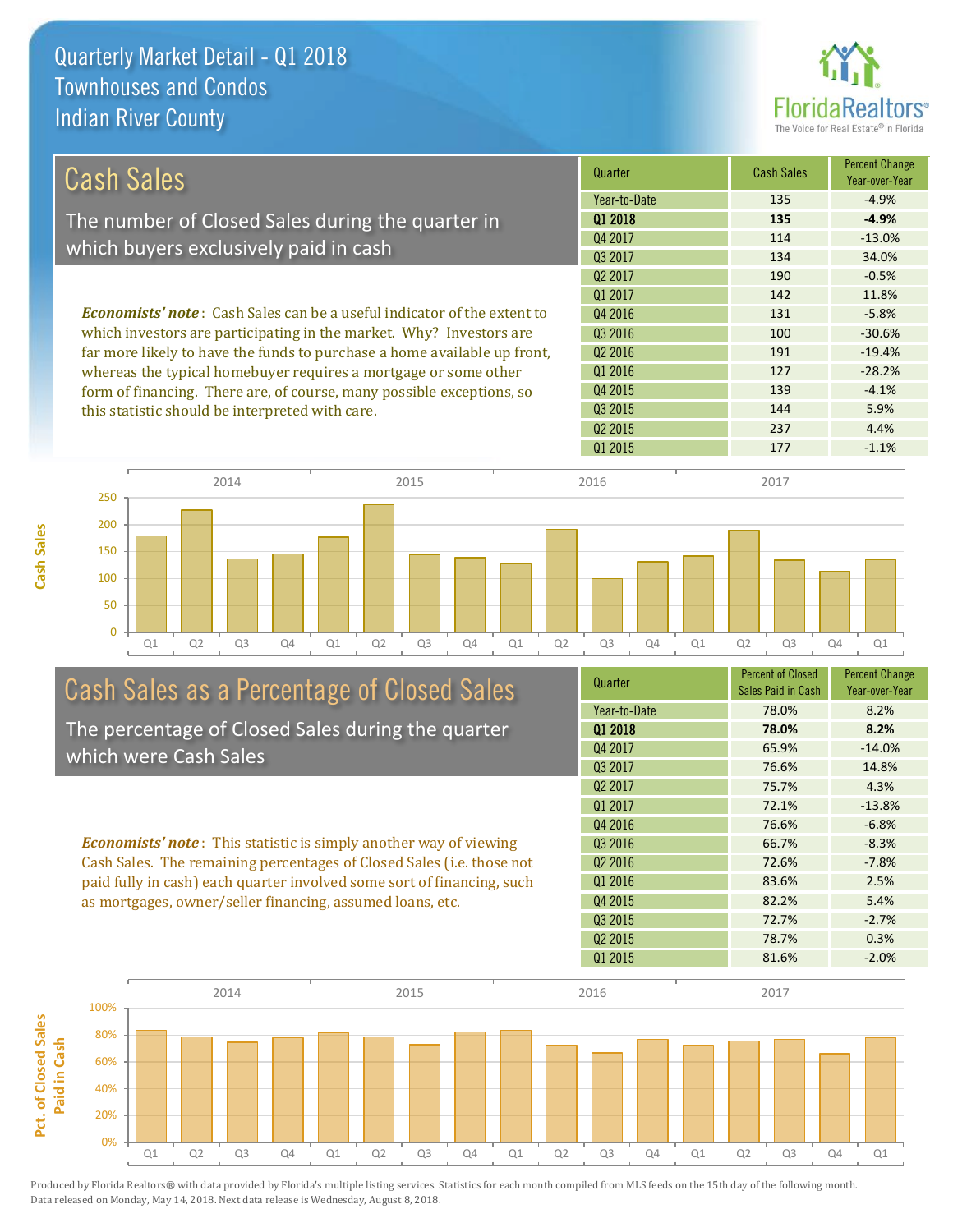# Quarterly Market Detail - Q1 2018
## Townhouses and Condos
## Indian River County

## Cash Sales

The number of Closed Sales during the quarter in which buyers exclusively paid in cash

*Economists' note*: Cash Sales can be a useful indicator of the extent to which investors are participating in the market. Why? Investors are far more likely to have the funds to purchase a home available up front, whereas the typical homebuyer requires a mortgage or some other form of financing. There are, of course, many possible exceptions, so this statistic should be interpreted with care.

| Quarter | Cash Sales | Percent Change Year-over-Year |
|---|---|---|
| Year-to-Date | 135 | -4.9% |
| **Q1 2018** | **135** | **-4.9%** |
| Q4 2017 | 114 | -13.0% |
| Q3 2017 | 134 | 34.0% |
| Q2 2017 | 190 | -0.5% |
| Q1 2017 | 142 | 11.8% |
| Q4 2016 | 131 | -5.8% |
| Q3 2016 | 100 | -30.6% |
| Q2 2016 | 191 | -19.4% |
| Q1 2016 | 127 | -28.2% |
| Q4 2015 | 139 | -4.1% |
| Q3 2015 | 144 | 5.9% |
| Q2 2015 | 237 | 4.4% |
| Q1 2015 | 177 | -1.1% |

## Cash Sales as a Percentage of Closed Sales

The percentage of Closed Sales during the quarter which were Cash Sales

*Economists' note*: This statistic is simply another way of viewing Cash Sales. The remaining percentages of Closed Sales (i.e. those not paid fully in cash) each quarter involved some sort of financing, such as mortgages, owner/seller financing, assumed loans, etc.

| Quarter | Percent of Closed Sales Paid in Cash | Percent Change Year-over-Year |
|---|---|---|
| Year-to-Date | 78.0% | 8.2% |
| **Q1 2018** | **78.0%** | **8.2%** |
| Q4 2017 | 65.9% | -14.0% |
| Q3 2017 | 76.6% | 14.8% |
| Q2 2017 | 75.7% | 4.3% |
| Q1 2017 | 72.1% | -13.8% |
| Q4 2016 | 76.6% | -6.8% |
| Q3 2016 | 66.7% | -8.3% |
| Q2 2016 | 72.6% | -7.8% |
| Q1 2016 | 83.6% | 2.5% |
| Q4 2015 | 82.2% | 5.4% |
| Q3 2015 | 72.7% | -2.7% |
| Q2 2015 | 78.7% | 0.3% |
| Q1 2015 | 81.6% | -2.0% |

Produced by Florida Realtors® with data provided by Florida's multiple listing services. Statistics for each month compiled from MLS feeds on the 15th day of the following month. Data released on Monday, May 14, 2018. Next data release is Wednesday, August 8, 2018.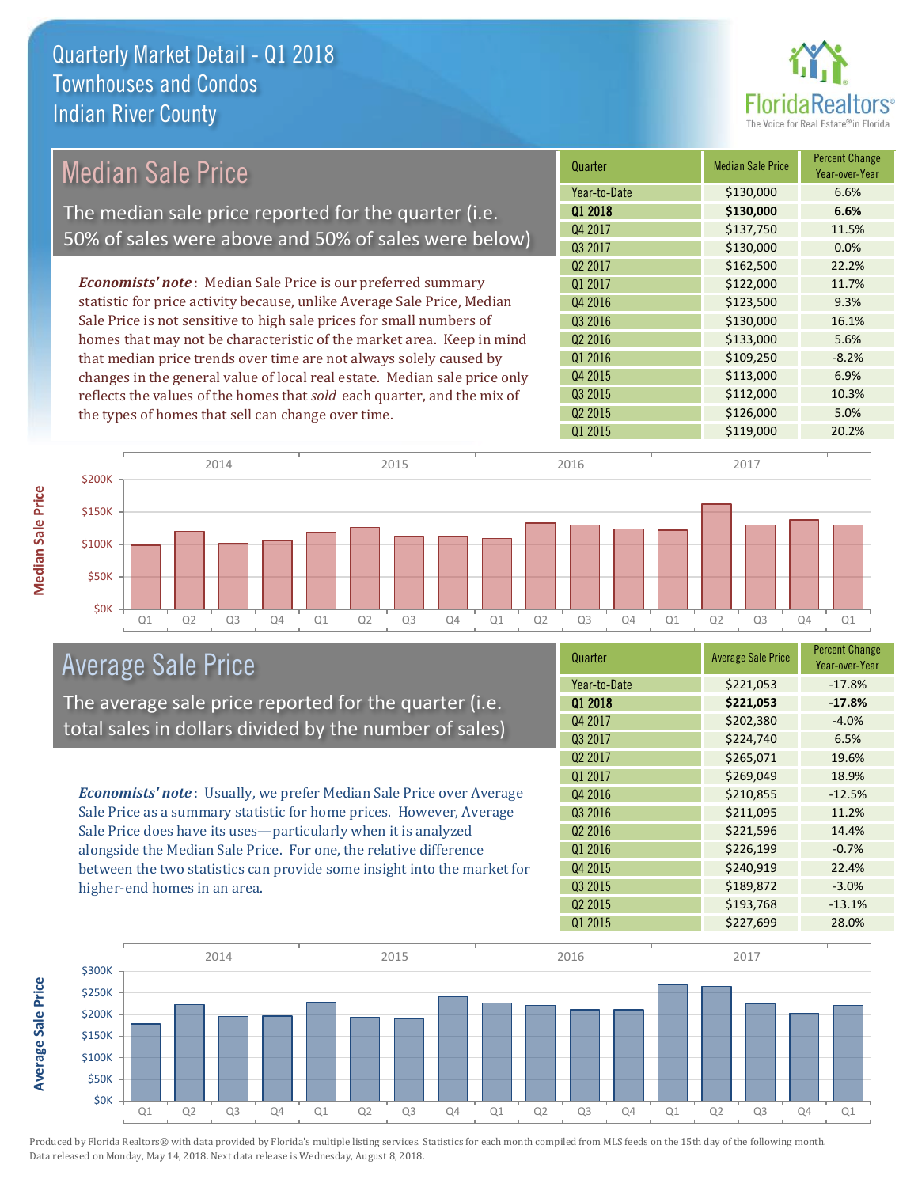# Quarterly Market Detail - Q1 2018
## Townhouses and Condos
## Indian River County

## Median Sale Price

The median sale price reported for the quarter (i.e. 50% of sales were above and 50% of sales were below)

*Economists' note*: Median Sale Price is our preferred summary statistic for price activity because, unlike Average Sale Price, Median Sale Price is not sensitive to high sale prices for small numbers of homes that may not be characteristic of the market area. Keep in mind that median price trends over time are not always solely caused by changes in the general value of local real estate. Median sale price only reflects the values of the homes that *sold* each quarter, and the mix of the types of homes that sell can change over time.

| Quarter | Median Sale Price | Percent Change Year-over-Year |
|---|---|---|
| Year-to-Date | $130,000 | 6.6% |
| **Q1 2018** | **$130,000** | **6.6%** |
| Q4 2017 | $137,750 | 11.5% |
| Q3 2017 | $130,000 | 0.0% |
| Q2 2017 | $162,500 | 22.2% |
| Q1 2017 | $122,000 | 11.7% |
| Q4 2016 | $123,500 | 9.3% |
| Q3 2016 | $130,000 | 16.1% |
| Q2 2016 | $133,000 | 5.6% |
| Q1 2016 | $109,250 | -8.2% |
| Q4 2015 | $113,000 | 6.9% |
| Q3 2015 | $112,000 | 10.3% |
| Q2 2015 | $126,000 | 5.0% |
| Q1 2015 | $119,000 | 20.2% |

## Average Sale Price

The average sale price reported for the quarter (i.e. total sales in dollars divided by the number of sales)

*Economists' note*: Usually, we prefer Median Sale Price over Average Sale Price as a summary statistic for home prices. However, Average Sale Price does have its uses—particularly when it is analyzed alongside the Median Sale Price. For one, the relative difference between the two statistics can provide some insight into the market for higher-end homes in an area.

| Quarter | Average Sale Price | Percent Change Year-over-Year |
|---|---|---|
| Year-to-Date | $221,053 | -17.8% |
| **Q1 2018** | **$221,053** | **-17.8%** |
| Q4 2017 | $202,380 | -4.0% |
| Q3 2017 | $224,740 | 6.5% |
| Q2 2017 | $265,071 | 19.6% |
| Q1 2017 | $269,049 | 18.9% |
| Q4 2016 | $210,855 | -12.5% |
| Q3 2016 | $211,095 | 11.2% |
| Q2 2016 | $221,596 | 14.4% |
| Q1 2016 | $226,199 | -0.7% |
| Q4 2015 | $240,919 | 22.4% |
| Q3 2015 | $189,872 | -3.0% |
| Q2 2015 | $193,768 | -13.1% |
| Q1 2015 | $227,699 | 28.0% |

Produced by Florida Realtors® with data provided by Florida's multiple listing services. Statistics for each month compiled from MLS feeds on the 15th day of the following month. Data released on Monday, May 14, 2018. Next data release is Wednesday, August 8, 2018.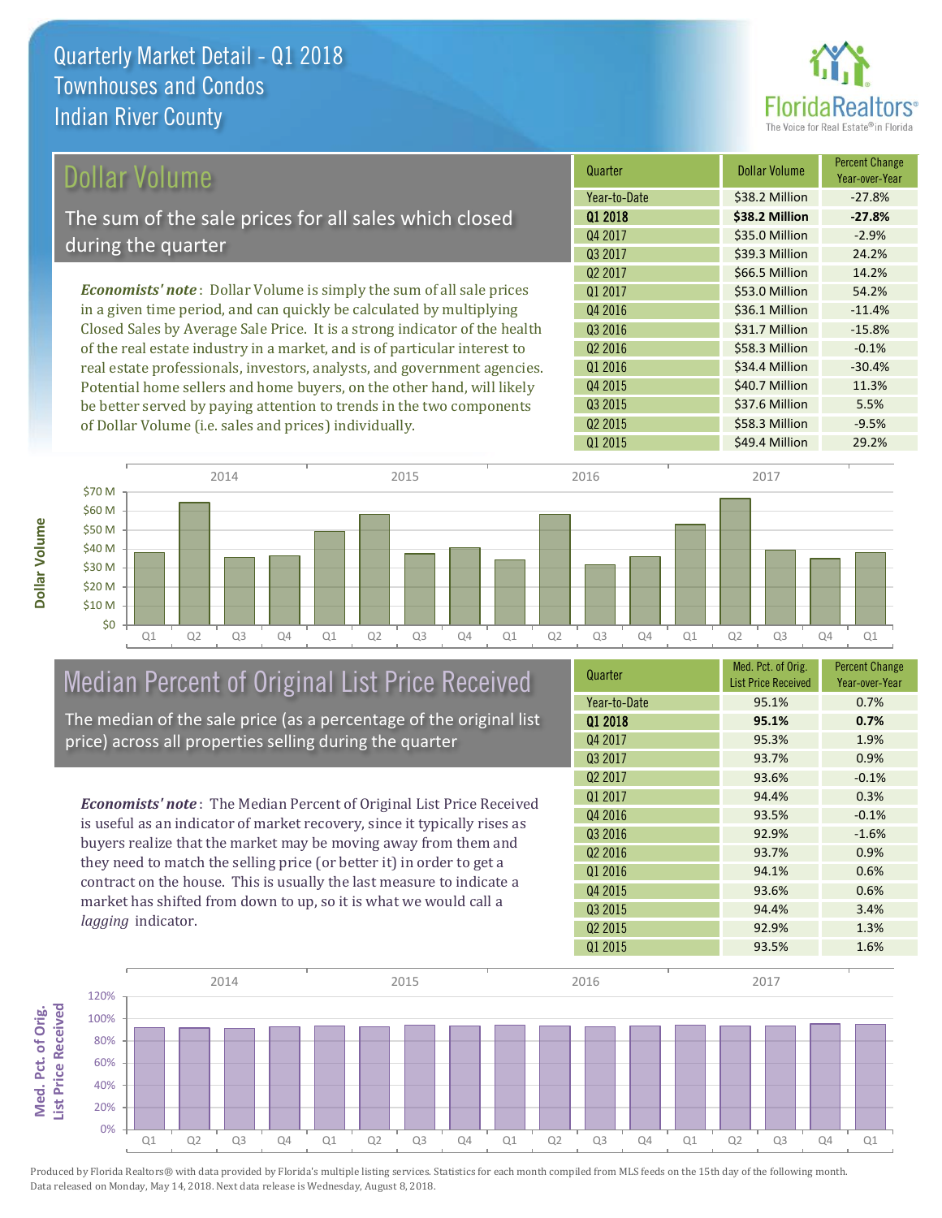# Quarterly Market Detail - Q1 2018
## Townhouses and Condos
## Indian River County

## Dollar Volume

The sum of the sale prices for all sales which closed during the quarter

*Economists' note*: Dollar Volume is simply the sum of all sale prices in a given time period, and can quickly be calculated by multiplying Closed Sales by Average Sale Price. It is a strong indicator of the health of the real estate industry in a market, and is of particular interest to real estate professionals, investors, analysts, and government agencies. Potential home sellers and home buyers, on the other hand, will likely be better served by paying attention to trends in the two components of Dollar Volume (i.e. sales and prices) individually.

| Quarter | Dollar Volume | Percent Change Year-over-Year |
|---|---|---|
| Year-to-Date | $38.2 Million | -27.8% |
| **Q1 2018** | **$38.2 Million** | **-27.8%** |
| Q4 2017 | $35.0 Million | -2.9% |
| Q3 2017 | $39.3 Million | 24.2% |
| Q2 2017 | $66.5 Million | 14.2% |
| Q1 2017 | $53.0 Million | 54.2% |
| Q4 2016 | $36.1 Million | -11.4% |
| Q3 2016 | $31.7 Million | -15.8% |
| Q2 2016 | $58.3 Million | -0.1% |
| Q1 2016 | $34.4 Million | -30.4% |
| Q4 2015 | $40.7 Million | 11.3% |
| Q3 2015 | $37.6 Million | 5.5% |
| Q2 2015 | $58.3 Million | -9.5% |
| Q1 2015 | $49.4 Million | 29.2% |

## Median Percent of Original List Price Received

The median of the sale price (as a percentage of the original list price) across all properties selling during the quarter

*Economists' note*: The Median Percent of Original List Price Received is useful as an indicator of market recovery, since it typically rises as buyers realize that the market may be moving away from them and they need to match the selling price (or better it) in order to get a contract on the house. This is usually the last measure to indicate a market has shifted from down to up, so it is what we would call a *lagging* indicator.

| Quarter | Med. Pct. of Orig. List Price Received | Percent Change Year-over-Year |
|---|---|---|
| Year-to-Date | 95.1% | 0.7% |
| **Q1 2018** | **95.1%** | **0.7%** |
| Q4 2017 | 95.3% | 1.9% |
| Q3 2017 | 93.7% | 0.9% |
| Q2 2017 | 93.6% | -0.1% |
| Q1 2017 | 94.4% | 0.3% |
| Q4 2016 | 93.5% | -0.1% |
| Q3 2016 | 92.9% | -1.6% |
| Q2 2016 | 93.7% | 0.9% |
| Q1 2016 | 94.1% | 0.6% |
| Q4 2015 | 93.6% | 0.6% |
| Q3 2015 | 94.4% | 3.4% |
| Q2 2015 | 92.9% | 1.3% |
| Q1 2015 | 93.5% | 1.6% |

Produced by Florida Realtors® with data provided by Florida's multiple listing services. Statistics for each month compiled from MLS feeds on the 15th day of the following month. Data released on Monday, May 14, 2018. Next data release is Wednesday, August 8, 2018.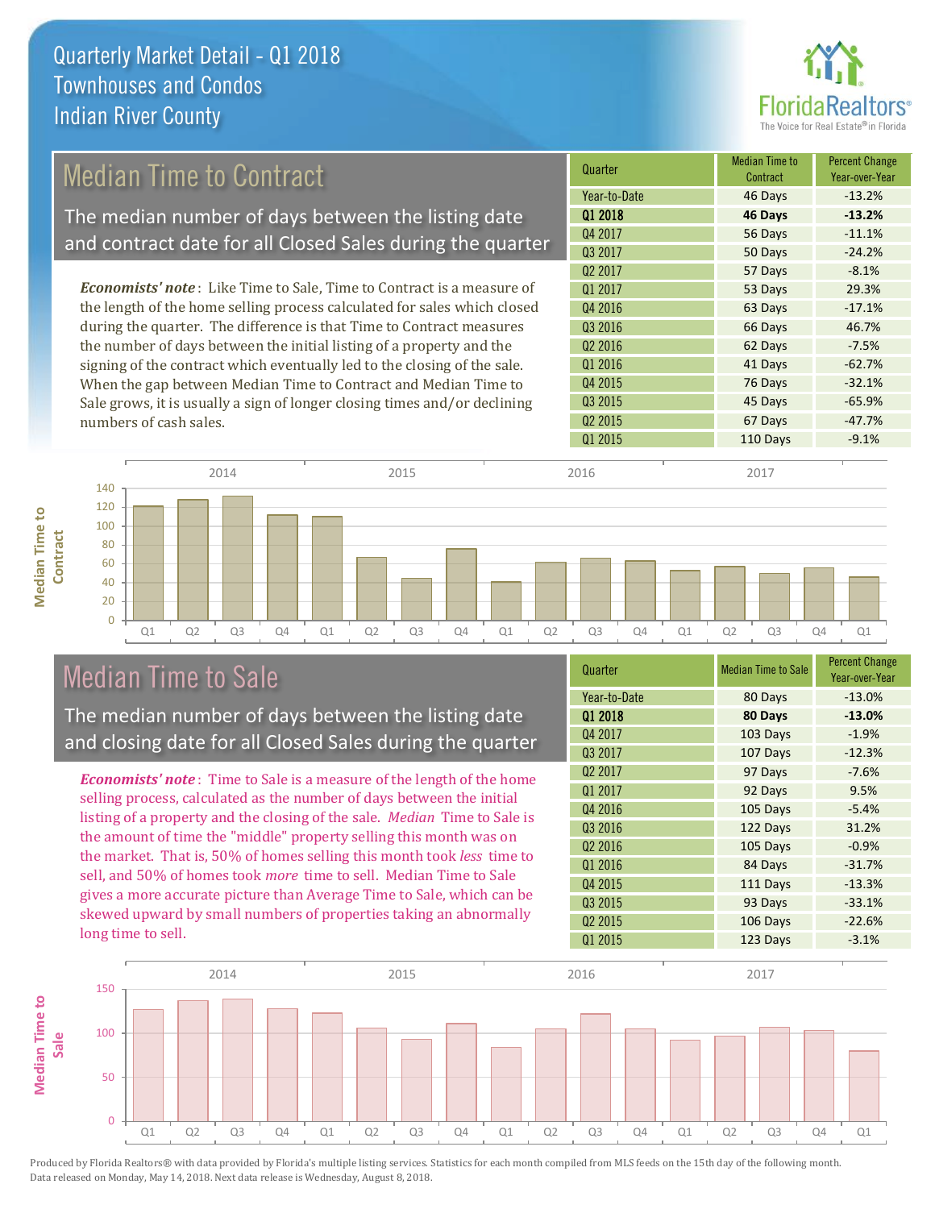# Quarterly Market Detail - Q1 2018
## Townhouses and Condos
## Indian River County

## Median Time to Contract

The median number of days between the listing date and contract date for all Closed Sales during the quarter

*Economists' note*: Like Time to Sale, Time to Contract is a measure of the length of the home selling process calculated for sales which closed during the quarter. The difference is that Time to Contract measures the number of days between the initial listing of a property and the signing of the contract which eventually led to the closing of the sale. When the gap between Median Time to Contract and Median Time to Sale grows, it is usually a sign of longer closing times and/or declining numbers of cash sales.

| Quarter | Median Time to Contract | Percent Change Year-over-Year |
|---|---|---|
| Year-to-Date | 46 Days | -13.2% |
| **Q1 2018** | **46 Days** | **-13.2%** |
| Q4 2017 | 56 Days | -11.1% |
| Q3 2017 | 50 Days | -24.2% |
| Q2 2017 | 57 Days | -8.1% |
| Q1 2017 | 53 Days | 29.3% |
| Q4 2016 | 63 Days | -17.1% |
| Q3 2016 | 66 Days | 46.7% |
| Q2 2016 | 62 Days | -7.5% |
| Q1 2016 | 41 Days | -62.7% |
| Q4 2015 | 76 Days | -32.1% |
| Q3 2015 | 45 Days | -65.9% |
| Q2 2015 | 67 Days | -47.7% |
| Q1 2015 | 110 Days | -9.1% |

## Median Time to Sale

The median number of days between the listing date and closing date for all Closed Sales during the quarter

*Economists' note*: Time to Sale is a measure of the length of the home selling process, calculated as the number of days between the initial listing of a property and the closing of the sale. *Median* Time to Sale is the amount of time the "middle" property selling this month was on the market. That is, 50% of homes selling this month took *less* time to sell, and 50% of homes took *more* time to sell. Median Time to Sale gives a more accurate picture than Average Time to Sale, which can be skewed upward by small numbers of properties taking an abnormally long time to sell.

| Quarter | Median Time to Sale | Percent Change Year-over-Year |
|---|---|---|
| Year-to-Date | 80 Days | -13.0% |
| **Q1 2018** | **80 Days** | **-13.0%** |
| Q4 2017 | 103 Days | -1.9% |
| Q3 2017 | 107 Days | -12.3% |
| Q2 2017 | 97 Days | -7.6% |
| Q1 2017 | 92 Days | 9.5% |
| Q4 2016 | 105 Days | -5.4% |
| Q3 2016 | 122 Days | 31.2% |
| Q2 2016 | 105 Days | -0.9% |
| Q1 2016 | 84 Days | -31.7% |
| Q4 2015 | 111 Days | -13.3% |
| Q3 2015 | 93 Days | -33.1% |
| Q2 2015 | 106 Days | -22.6% |
| Q1 2015 | 123 Days | -3.1% |

Produced by Florida Realtors® with data provided by Florida's multiple listing services. Statistics for each month compiled from MLS feeds on the 15th day of the following month. Data released on Monday, May 14, 2018. Next data release is Wednesday, August 8, 2018.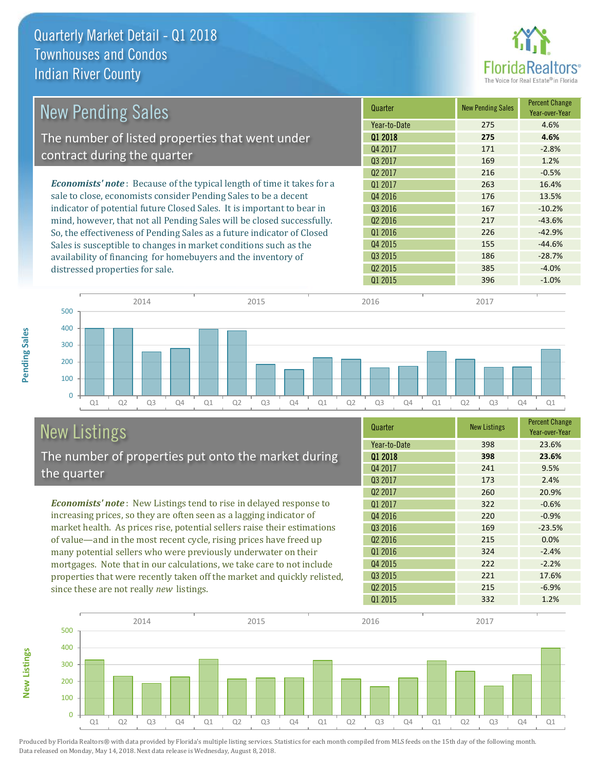# Quarterly Market Detail - Q1 2018
## Townhouses and Condos
## Indian River County

## New Pending Sales

The number of listed properties that went under contract during the quarter

*Economists' note*: Because of the typical length of time it takes for a sale to close, economists consider Pending Sales to be a decent indicator of potential future Closed Sales. It is important to bear in mind, however, that not all Pending Sales will be closed successfully. So, the effectiveness of Pending Sales as a future indicator of Closed Sales is susceptible to changes in market conditions such as the availability of financing for homebuyers and the inventory of distressed properties for sale.

| Quarter | New Pending Sales | Percent Change Year-over-Year |
|---|---|---|
| Year-to-Date | 275 | 4.6% |
| **Q1 2018** | **275** | **4.6%** |
| Q4 2017 | 171 | -2.8% |
| Q3 2017 | 169 | 1.2% |
| Q2 2017 | 216 | -0.5% |
| Q1 2017 | 263 | 16.4% |
| Q4 2016 | 176 | 13.5% |
| Q3 2016 | 167 | -10.2% |
| Q2 2016 | 217 | -43.6% |
| Q1 2016 | 226 | -42.9% |
| Q4 2015 | 155 | -44.6% |
| Q3 2015 | 186 | -28.7% |
| Q2 2015 | 385 | -4.0% |
| Q1 2015 | 396 | -1.0% |

## New Listings

The number of properties put onto the market during the quarter

*Economists' note*: New Listings tend to rise in delayed response to increasing prices, so they are often seen as a lagging indicator of market health. As prices rise, potential sellers raise their estimations of value—and in the most recent cycle, rising prices have freed up many potential sellers who were previously underwater on their mortgages. Note that in our calculations, we take care to not include properties that were recently taken off the market and quickly relisted, since these are not really *new* listings.

| Quarter | New Listings | Percent Change Year-over-Year |
|---|---|---|
| Year-to-Date | 398 | 23.6% |
| **Q1 2018** | **398** | **23.6%** |
| Q4 2017 | 241 | 9.5% |
| Q3 2017 | 173 | 2.4% |
| Q2 2017 | 260 | 20.9% |
| Q1 2017 | 322 | -0.6% |
| Q4 2016 | 220 | -0.9% |
| Q3 2016 | 169 | -23.5% |
| Q2 2016 | 215 | 0.0% |
| Q1 2016 | 324 | -2.4% |
| Q4 2015 | 222 | -2.2% |
| Q3 2015 | 221 | 17.6% |
| Q2 2015 | 215 | -6.9% |
| Q1 2015 | 332 | 1.2% |

Produced by Florida Realtors® with data provided by Florida's multiple listing services. Statistics for each month compiled from MLS feeds on the 15th day of the following month. Data released on Monday, May 14, 2018. Next data release is Wednesday, August 8, 2018.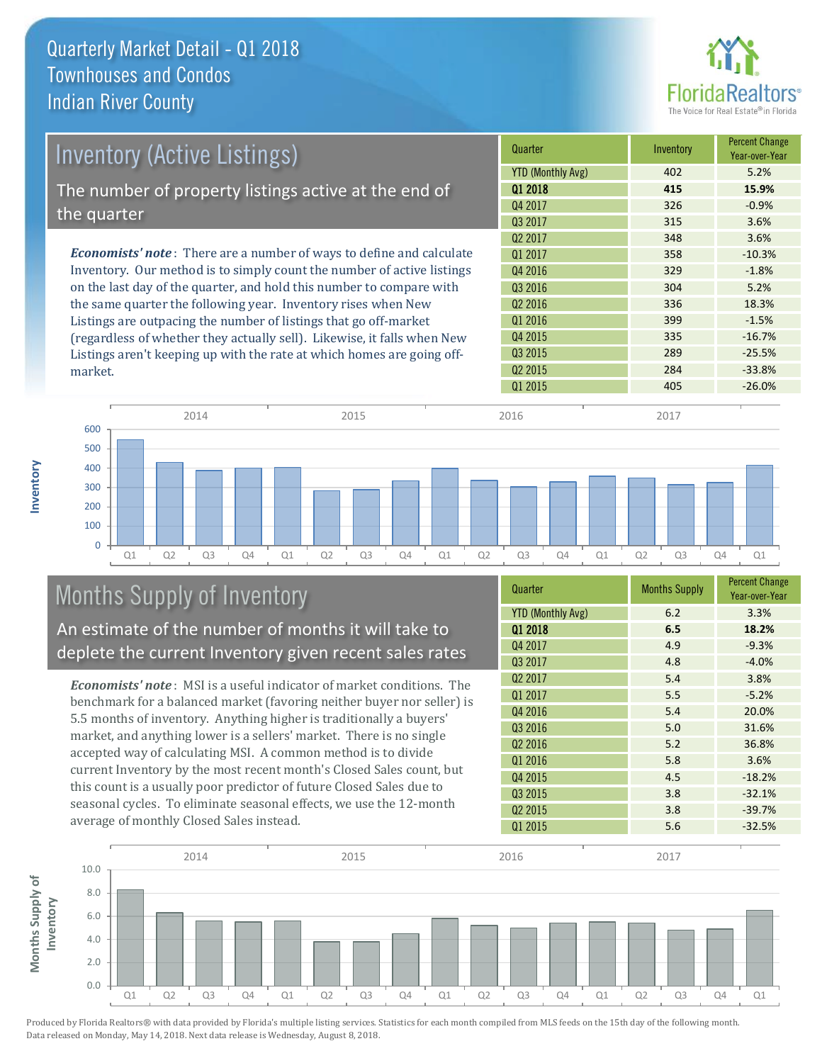# Quarterly Market Detail - Q1 2018
## Townhouses and Condos
## Indian River County

## Inventory (Active Listings)

The number of property listings active at the end of the quarter

*Economists' note*: There are a number of ways to define and calculate Inventory. Our method is to simply count the number of active listings on the last day of the quarter, and hold this number to compare with the same quarter the following year. Inventory rises when New Listings are outpacing the number of listings that go off-market (regardless of whether they actually sell). Likewise, it falls when New Listings aren't keeping up with the rate at which homes are going off-market.

| Quarter | Inventory | Percent Change Year-over-Year |
|---|---|---|
| YTD (Monthly Avg) | 402 | 5.2% |
| **Q1 2018** | **415** | **15.9%** |
| Q4 2017 | 326 | -0.9% |
| Q3 2017 | 315 | 3.6% |
| Q2 2017 | 348 | 3.6% |
| Q1 2017 | 358 | -10.3% |
| Q4 2016 | 329 | -1.8% |
| Q3 2016 | 304 | 5.2% |
| Q2 2016 | 336 | 18.3% |
| Q1 2016 | 399 | -1.5% |
| Q4 2015 | 335 | -16.7% |
| Q3 2015 | 289 | -25.5% |
| Q2 2015 | 284 | -33.8% |
| Q1 2015 | 405 | -26.0% |

## Months Supply of Inventory

An estimate of the number of months it will take to deplete the current Inventory given recent sales rates

*Economists' note*: MSI is a useful indicator of market conditions. The benchmark for a balanced market (favoring neither buyer nor seller) is 5.5 months of inventory. Anything higher is traditionally a buyers' market, and anything lower is a sellers' market. There is no single accepted way of calculating MSI. A common method is to divide current Inventory by the most recent month's Closed Sales count, but this count is a usually poor predictor of future Closed Sales due to seasonal cycles. To eliminate seasonal effects, we use the 12-month average of monthly Closed Sales instead.

| Quarter | Months Supply | Percent Change Year-over-Year |
|---|---|---|
| YTD (Monthly Avg) | 6.2 | 3.3% |
| **Q1 2018** | **6.5** | **18.2%** |
| Q4 2017 | 4.9 | -9.3% |
| Q3 2017 | 4.8 | -4.0% |
| Q2 2017 | 5.4 | 3.8% |
| Q1 2017 | 5.5 | -5.2% |
| Q4 2016 | 5.4 | 20.0% |
| Q3 2016 | 5.0 | 31.6% |
| Q2 2016 | 5.2 | 36.8% |
| Q1 2016 | 5.8 | 3.6% |
| Q4 2015 | 4.5 | -18.2% |
| Q3 2015 | 3.8 | -32.1% |
| Q2 2015 | 3.8 | -39.7% |
| Q1 2015 | 5.6 | -32.5% |

Produced by Florida Realtors® with data provided by Florida's multiple listing services. Statistics for each month compiled from MLS feeds on the 15th day of the following month. Data released on Monday, May 14, 2018. Next data release is Wednesday, August 8, 2018.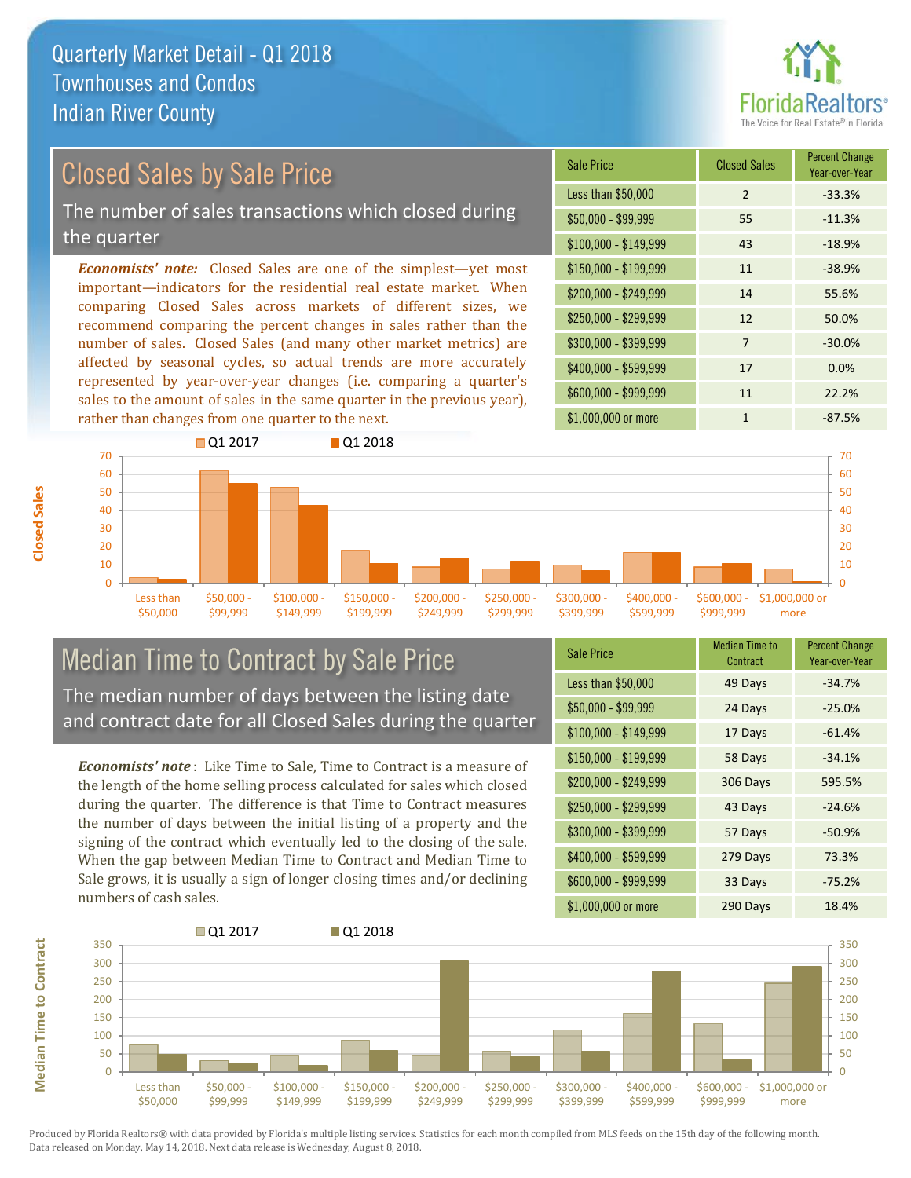# Quarterly Market Detail - Q1 2018
## Townhouses and Condos
## Indian River County

## Closed Sales by Sale Price

The number of sales transactions which closed during the quarter

***Economists' note:*** Closed Sales are one of the simplest—yet most important—indicators for the residential real estate market. When comparing Closed Sales across markets of different sizes, we recommend comparing the percent changes in sales rather than the number of sales. Closed Sales (and many other market metrics) are affected by seasonal cycles, so actual trends are more accurately represented by year-over-year changes (i.e. comparing a quarter's sales to the amount of sales in the same quarter in the previous year), rather than changes from one quarter to the next.

| Sale Price | Closed Sales | Percent Change Year-over-Year |
|---|---|---|
| Less than $50,000 | 2 | -33.3% |
| $50,000 - $99,999 | 55 | -11.3% |
| $100,000 - $149,999 | 43 | -18.9% |
| $150,000 - $199,999 | 11 | -38.9% |
| $200,000 - $249,999 | 14 | 55.6% |
| $250,000 - $299,999 | 12 | 50.0% |
| $300,000 - $399,999 | 7 | -30.0% |
| $400,000 - $599,999 | 17 | 0.0% |
| $600,000 - $999,999 | 11 | 22.2% |
| $1,000,000 or more | 1 | -87.5% |

## Median Time to Contract by Sale Price

The median number of days between the listing date and contract date for all Closed Sales during the quarter

***Economists' note***: Like Time to Sale, Time to Contract is a measure of the length of the home selling process calculated for sales which closed during the quarter. The difference is that Time to Contract measures the number of days between the initial listing of a property and the signing of the contract which eventually led to the closing of the sale. When the gap between Median Time to Contract and Median Time to Sale grows, it is usually a sign of longer closing times and/or declining numbers of cash sales.

| Sale Price | Median Time to Contract | Percent Change Year-over-Year |
|---|---|---|
| Less than $50,000 | 49 Days | -34.7% |
| $50,000 - $99,999 | 24 Days | -25.0% |
| $100,000 - $149,999 | 17 Days | -61.4% |
| $150,000 - $199,999 | 58 Days | -34.1% |
| $200,000 - $249,999 | 306 Days | 595.5% |
| $250,000 - $299,999 | 43 Days | -24.6% |
| $300,000 - $399,999 | 57 Days | -50.9% |
| $400,000 - $599,999 | 279 Days | 73.3% |
| $600,000 - $999,999 | 33 Days | -75.2% |
| $1,000,000 or more | 290 Days | 18.4% |

Produced by Florida Realtors® with data provided by Florida's multiple listing services. Statistics for each month compiled from MLS feeds on the 15th day of the following month. Data released on Monday, May 14, 2018. Next data release is Wednesday, August 8, 2018.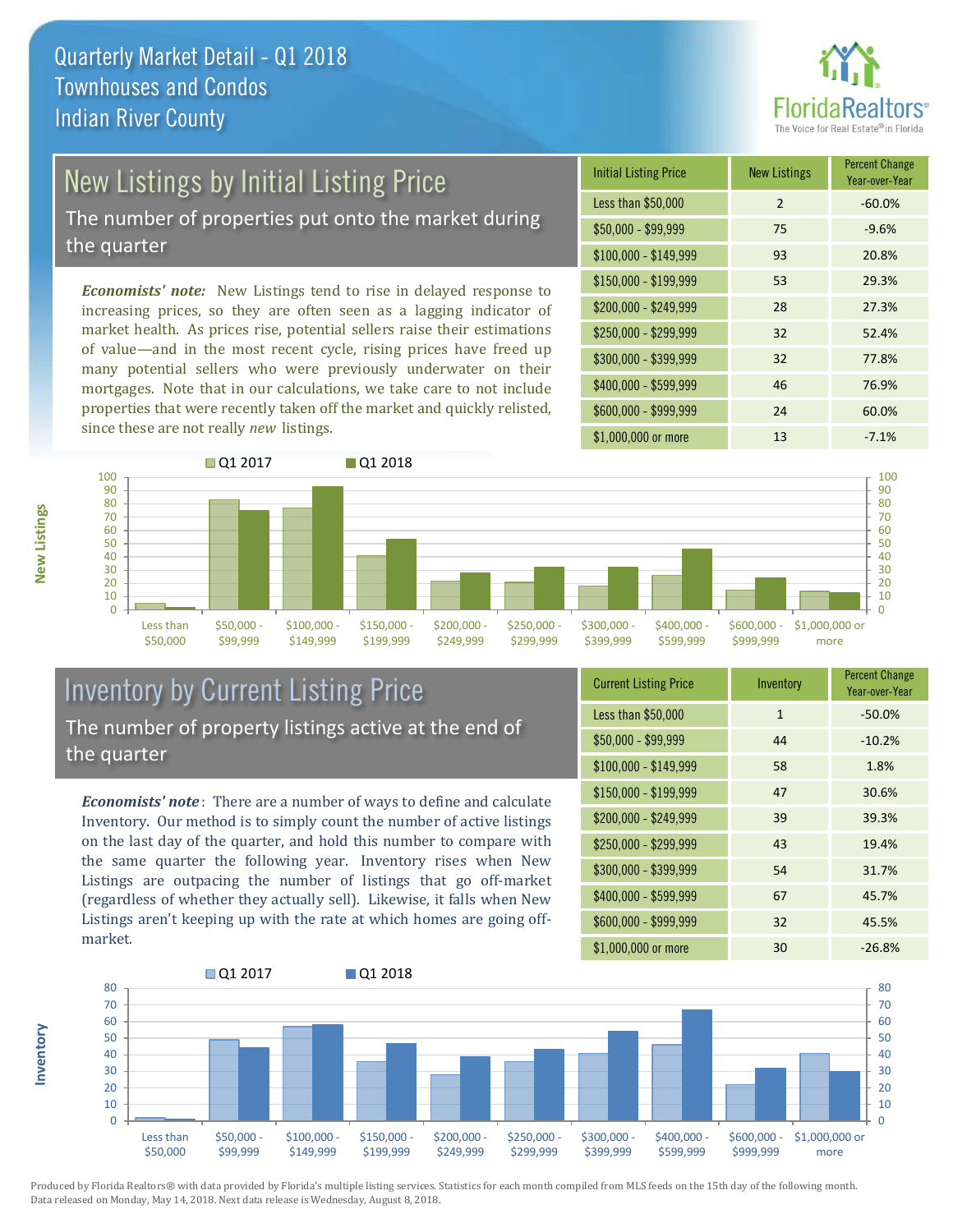# Quarterly Market Detail - Q1 2018
## Townhouses and Condos
## Indian River County

## New Listings by Initial Listing Price

The number of properties put onto the market during the quarter

*Economists' note:* New Listings tend to rise in delayed response to increasing prices, so they are often seen as a lagging indicator of market health. As prices rise, potential sellers raise their estimations of value—and in the most recent cycle, rising prices have freed up many potential sellers who were previously underwater on their mortgages. Note that in our calculations, we take care to not include properties that were recently taken off the market and quickly relisted, since these are not really *new* listings.

| Initial Listing Price | New Listings | Percent Change Year-over-Year |
|---|---|---|
| Less than $50,000 | 2 | -60.0% |
| $50,000 - $99,999 | 75 | -9.6% |
| $100,000 - $149,999 | 93 | 20.8% |
| $150,000 - $199,999 | 53 | 29.3% |
| $200,000 - $249,999 | 28 | 27.3% |
| $250,000 - $299,999 | 32 | 52.4% |
| $300,000 - $399,999 | 32 | 77.8% |
| $400,000 - $599,999 | 46 | 76.9% |
| $600,000 - $999,999 | 24 | 60.0% |
| $1,000,000 or more | 13 | -7.1% |

## Inventory by Current Listing Price

The number of property listings active at the end of the quarter

*Economists' note*: There are a number of ways to define and calculate Inventory. Our method is to simply count the number of active listings on the last day of the quarter, and hold this number to compare with the same quarter the following year. Inventory rises when New Listings are outpacing the number of listings that go off-market (regardless of whether they actually sell). Likewise, it falls when New Listings aren't keeping up with the rate at which homes are going off-market.

| Current Listing Price | Inventory | Percent Change Year-over-Year |
|---|---|---|
| Less than $50,000 | 1 | -50.0% |
| $50,000 - $99,999 | 44 | -10.2% |
| $100,000 - $149,999 | 58 | 1.8% |
| $150,000 - $199,999 | 47 | 30.6% |
| $200,000 - $249,999 | 39 | 39.3% |
| $250,000 - $299,999 | 43 | 19.4% |
| $300,000 - $399,999 | 54 | 31.7% |
| $400,000 - $599,999 | 67 | 45.7% |
| $600,000 - $999,999 | 32 | 45.5% |
| $1,000,000 or more | 30 | -26.8% |

Produced by Florida Realtors® with data provided by Florida's multiple listing services. Statistics for each month compiled from MLS feeds on the 15th day of the following month. Data released on Monday, May 14, 2018. Next data release is Wednesday, August 8, 2018.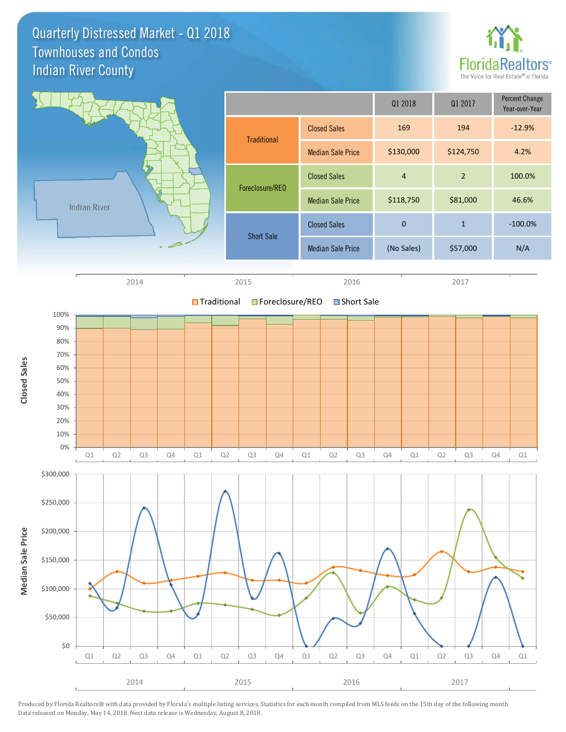# Quarterly Distressed Market - Q1 2018
## Townhouses and Condos
## Indian River County

FloridaRealtors®
The Voice for Real Estate® in Florida

Indian River

| | | Q1 2018 | Q1 2017 | Percent Change Year-over-Year |
|---|---|---|---|---|
| Traditional | Closed Sales | 169 | 194 | -12.9% |
| | Median Sale Price | $130,000 | $124,750 | 4.2% |
| Foreclosure/REO | Closed Sales | 4 | 2 | 100.0% |
| | Median Sale Price | $118,750 | $81,000 | 46.6% |
| Short Sale | Closed Sales | 0 | 1 | -100.0% |
| | Median Sale Price | (No Sales) | $57,000 | N/A |

2014 2015 2016 2017

Traditional Foreclosure/REO Short Sale

Closed Sales

100% 90% 80% 70% 60% 50% 40% 30% 20% 10% 0%

Q1 Q2 Q3 Q4 Q1 Q2 Q3 Q4 Q1 Q2 Q3 Q4 Q1 Q2 Q3 Q4 Q1

Median Sale Price

$300,000 $250,000 $200,000 $150,000 $100,000 $50,000 $0

Q1 Q2 Q3 Q4 Q1 Q2 Q3 Q4 Q1 Q2 Q3 Q4 Q1 Q2 Q3 Q4 Q1

2014 2015 2016 2017

Produced by Florida Realtors® with data provided by Florida's multiple listing services. Statistics for each month compiled from MLS feeds on the 15th day of the following month. Data released on Monday, May 14, 2018. Next data release is Wednesday, August 8, 2018.